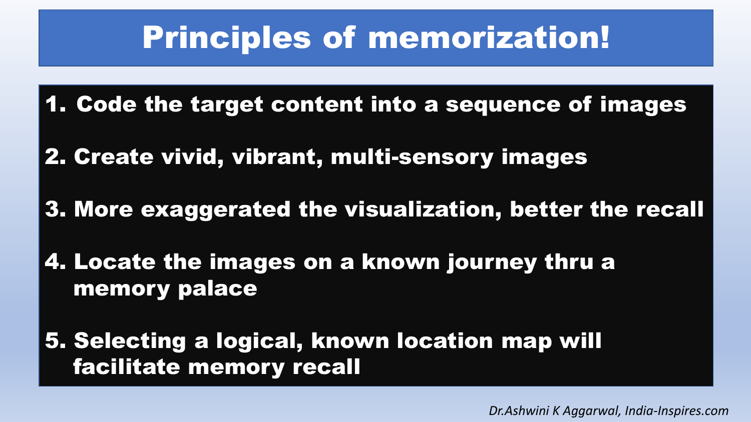# Principles of memorization!

1. Code the target content into a sequence of images
2. Create vivid, vibrant, multi-sensory images
3. More exaggerated the visualization, better the recall
4. Locate the images on a known journey thru a memory palace
5. Selecting a logical, known location map will facilitate memory recall

*Dr.Ashwini K Aggarwal, India-Inspires.com*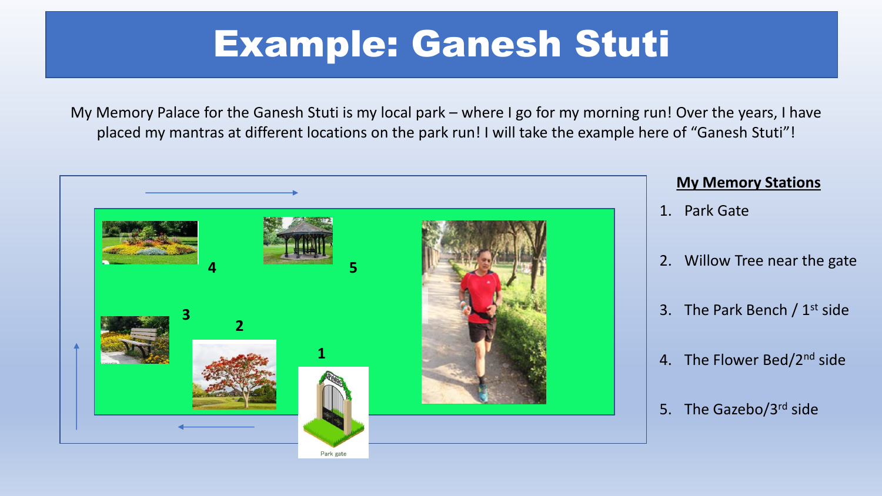# Example: Ganesh Stuti

My Memory Palace for the Ganesh Stuti is my local park – where I go for my morning run! Over the years, I have placed my mantras at different locations on the park run! I will take the example here of "Ganesh Stuti"!

**My Memory Stations**

1. Park Gate
2. Willow Tree near the gate
3. The Park Bench / 1st side
4. The Flower Bed/2nd side
5. The Gazebo/3rd side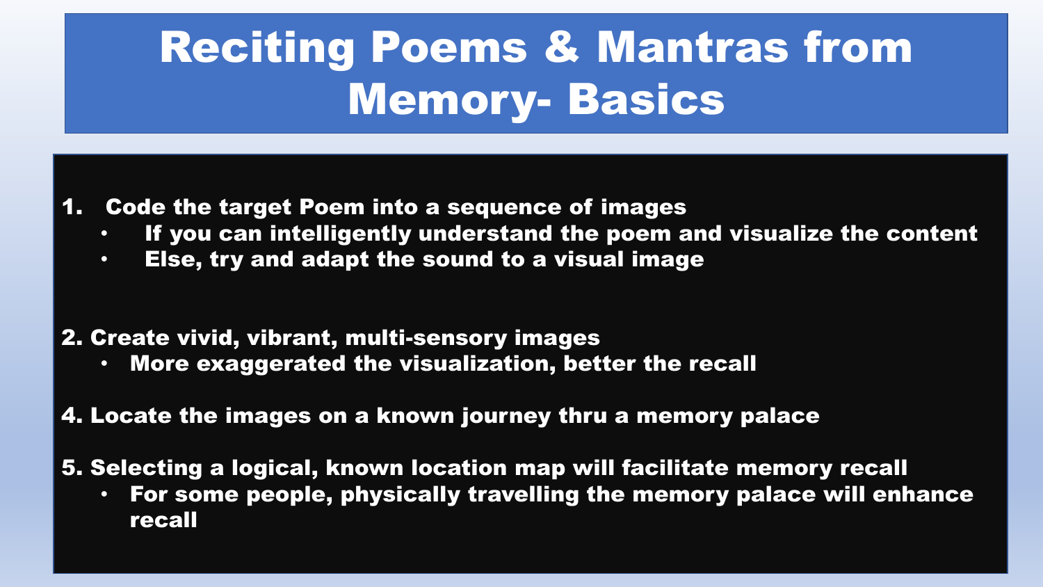# Reciting Poems & Mantras from Memory- Basics

1. Code the target Poem into a sequence of images
   - If you can intelligently understand the poem and visualize the content
   - Else, try and adapt the sound to a visual image

2. Create vivid, vibrant, multi-sensory images
   - More exaggerated the visualization, better the recall

4. Locate the images on a known journey thru a memory palace

5. Selecting a logical, known location map will facilitate memory recall
   - For some people, physically travelling the memory palace will enhance recall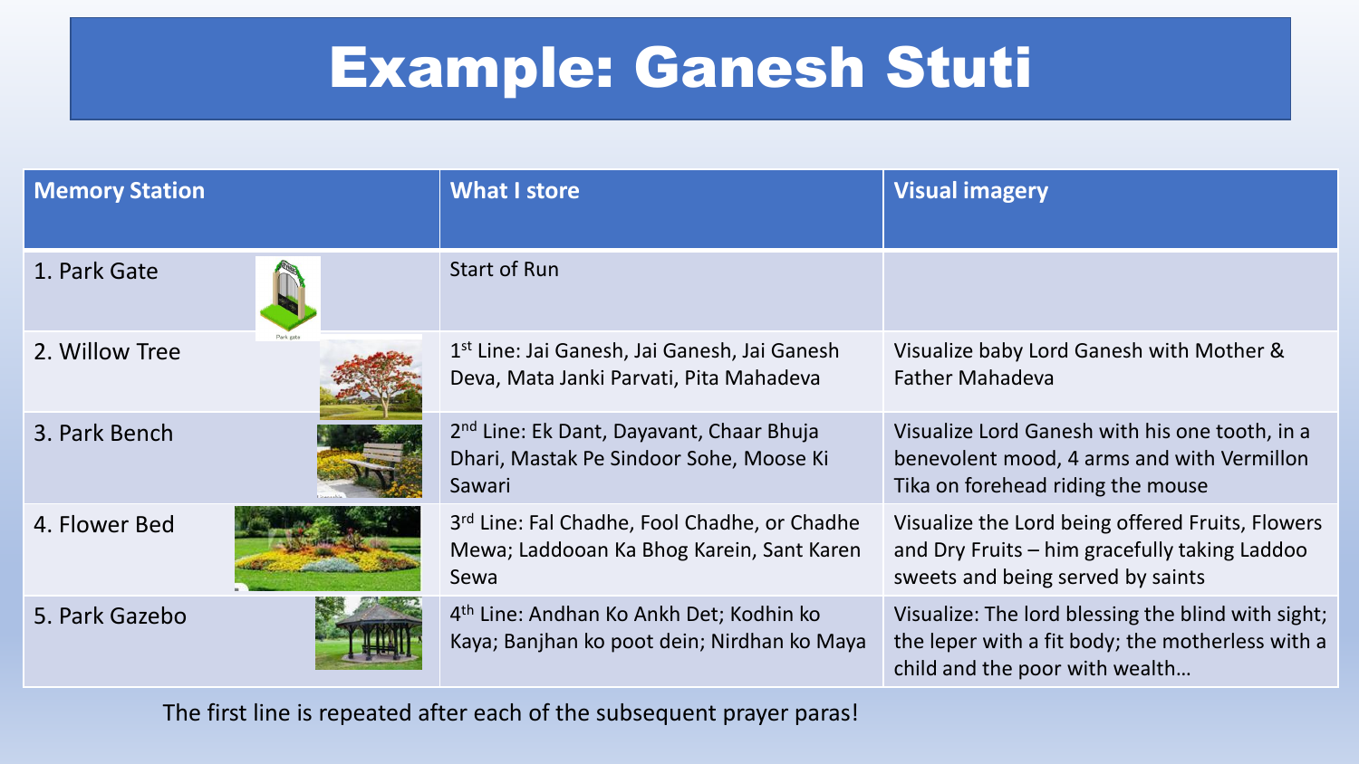# Example: Ganesh Stuti

| Memory Station | What I store | Visual imagery |
| --- | --- | --- |
| 1. Park Gate | Start of Run | |
| 2. Willow Tree | 1st Line: Jai Ganesh, Jai Ganesh, Jai Ganesh Deva, Mata Janki Parvati, Pita Mahadeva | Visualize baby Lord Ganesh with Mother & Father Mahadeva |
| 3. Park Bench | 2nd Line: Ek Dant, Dayavant, Chaar Bhuja Dhari, Mastak Pe Sindoor Sohe, Moose Ki Sawari | Visualize Lord Ganesh with his one tooth, in a benevolent mood, 4 arms and with Vermillon Tika on forehead riding the mouse |
| 4. Flower Bed | 3rd Line: Fal Chadhe, Fool Chadhe, or Chadhe Mewa; Laddooan Ka Bhog Karein, Sant Karen Sewa | Visualize the Lord being offered Fruits, Flowers and Dry Fruits – him gracefully taking Laddoo sweets and being served by saints |
| 5. Park Gazebo | 4th Line: Andhan Ko Ankh Det; Kodhin ko Kaya; Banjhan ko poot dein; Nirdhan ko Maya | Visualize: The lord blessing the blind with sight; the leper with a fit body; the motherless with a child and the poor with wealth… |

The first line is repeated after each of the subsequent prayer paras!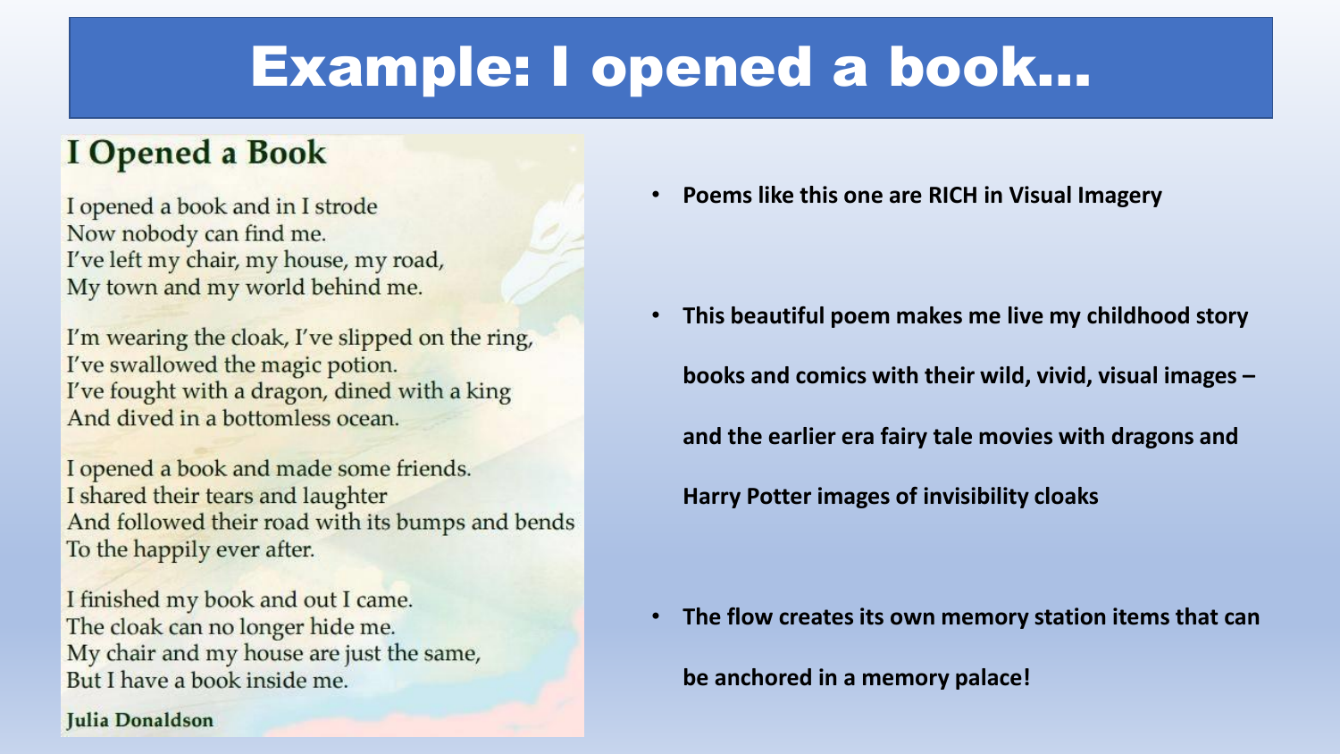# Example: I opened a book…

## I Opened a Book

I opened a book and in I strode
Now nobody can find me.
I've left my chair, my house, my road,
My town and my world behind me.

I'm wearing the cloak, I've slipped on the ring,
I've swallowed the magic potion.
I've fought with a dragon, dined with a king
And dived in a bottomless ocean.

I opened a book and made some friends.
I shared their tears and laughter
And followed their road with its bumps and bends
To the happily ever after.

I finished my book and out I came.
The cloak can no longer hide me.
My chair and my house are just the same,
But I have a book inside me.

**Julia Donaldson**

- **Poems like this one are RICH in Visual Imagery**
- **This beautiful poem makes me live my childhood story books and comics with their wild, vivid, visual images – and the earlier era fairy tale movies with dragons and Harry Potter images of invisibility cloaks**
- **The flow creates its own memory station items that can be anchored in a memory palace!**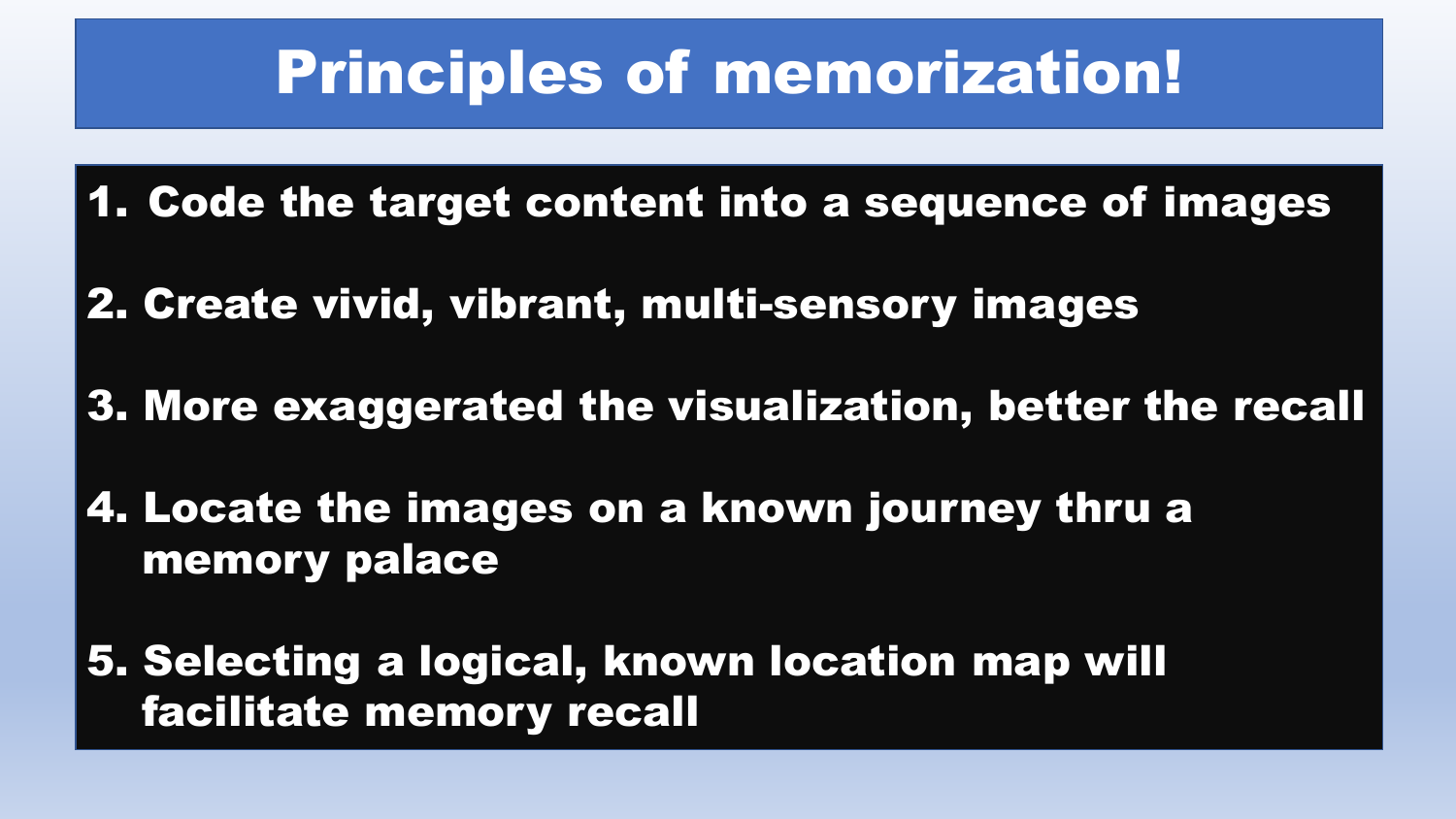# Principles of memorization!

1. Code the target content into a sequence of images
2. Create vivid, vibrant, multi-sensory images
3. More exaggerated the visualization, better the recall
4. Locate the images on a known journey thru a memory palace
5. Selecting a logical, known location map will facilitate memory recall